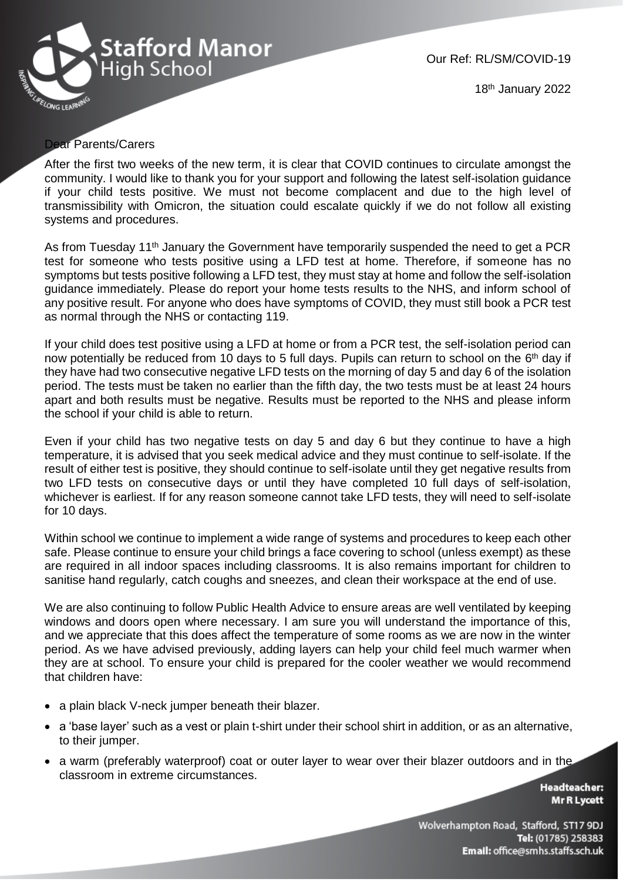Stafford Manor High School

Our Ref: RL/SM/COVID-19

18th January 2022

Dear Parents/Carers

After the first two weeks of the new term, it is clear that COVID continues to circulate amongst the community. I would like to thank you for your support and following the latest self-isolation guidance if your child tests positive. We must not become complacent and due to the high level of transmissibility with Omicron, the situation could escalate quickly if we do not follow all existing systems and procedures.

As from Tuesday 11th January the Government have temporarily suspended the need to get a PCR test for someone who tests positive using a LFD test at home. Therefore, if someone has no symptoms but tests positive following a LFD test, they must stay at home and follow the self-isolation guidance immediately. Please do report your home tests results to the NHS, and inform school of any positive result. For anyone who does have symptoms of COVID, they must still book a PCR test as normal through the NHS or contacting 119.

If your child does test positive using a LFD at home or from a PCR test, the self-isolation period can now potentially be reduced from 10 days to 5 full days. Pupils can return to school on the 6th day if they have had two consecutive negative LFD tests on the morning of day 5 and day 6 of the isolation period. The tests must be taken no earlier than the fifth day, the two tests must be at least 24 hours apart and both results must be negative. Results must be reported to the NHS and please inform the school if your child is able to return.

Even if your child has two negative tests on day 5 and day 6 but they continue to have a high temperature, it is advised that you seek medical advice and they must continue to self-isolate. If the result of either test is positive, they should continue to self-isolate until they get negative results from two LFD tests on consecutive days or until they have completed 10 full days of self-isolation, whichever is earliest. If for any reason someone cannot take LFD tests, they will need to self-isolate for 10 days.

Within school we continue to implement a wide range of systems and procedures to keep each other safe. Please continue to ensure your child brings a face covering to school (unless exempt) as these are required in all indoor spaces including classrooms. It is also remains important for children to sanitise hand regularly, catch coughs and sneezes, and clean their workspace at the end of use.

We are also continuing to follow Public Health Advice to ensure areas are well ventilated by keeping windows and doors open where necessary. I am sure you will understand the importance of this, and we appreciate that this does affect the temperature of some rooms as we are now in the winter period. As we have advised previously, adding layers can help your child feel much warmer when they are at school. To ensure your child is prepared for the cooler weather we would recommend that children have:

- a plain black V-neck jumper beneath their blazer.
- a 'base layer' such as a vest or plain t-shirt under their school shirt in addition, or as an alternative, to their jumper.
- a warm (preferably waterproof) coat or outer layer to wear over their blazer outdoors and in the classroom in extreme circumstances.

**Headteacher:**
**Mr R Lycett**

Wolverhampton Road, Stafford, ST17 9DJ
**Tel:** (01785) 258383
**Email:** office@smhs.staffs.sch.uk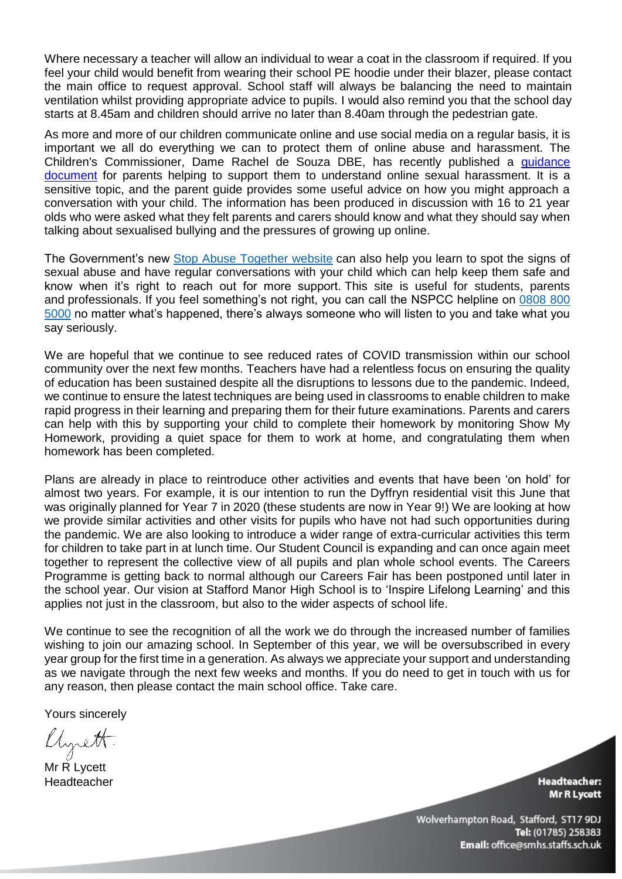Where necessary a teacher will allow an individual to wear a coat in the classroom if required. If you feel your child would benefit from wearing their school PE hoodie under their blazer, please contact the main office to request approval. School staff will always be balancing the need to maintain ventilation whilst providing appropriate advice to pupils. I would also remind you that the school day starts at 8.45am and children should arrive no later than 8.40am through the pedestrian gate.

As more and more of our children communicate online and use social media on a regular basis, it is important we all do everything we can to protect them of online abuse and harassment. The Children's Commissioner, Dame Rachel de Souza DBE, has recently published a guidance document for parents helping to support them to understand online sexual harassment. It is a sensitive topic, and the parent guide provides some useful advice on how you might approach a conversation with your child. The information has been produced in discussion with 16 to 21 year olds who were asked what they felt parents and carers should know and what they should say when talking about sexualised bullying and the pressures of growing up online.

The Government's new Stop Abuse Together website can also help you learn to spot the signs of sexual abuse and have regular conversations with your child which can help keep them safe and know when it's right to reach out for more support. This site is useful for students, parents and professionals. If you feel something's not right, you can call the NSPCC helpline on 0808 800 5000 no matter what's happened, there's always someone who will listen to you and take what you say seriously.

We are hopeful that we continue to see reduced rates of COVID transmission within our school community over the next few months. Teachers have had a relentless focus on ensuring the quality of education has been sustained despite all the disruptions to lessons due to the pandemic. Indeed, we continue to ensure the latest techniques are being used in classrooms to enable children to make rapid progress in their learning and preparing them for their future examinations. Parents and carers can help with this by supporting your child to complete their homework by monitoring Show My Homework, providing a quiet space for them to work at home, and congratulating them when homework has been completed.

Plans are already in place to reintroduce other activities and events that have been 'on hold' for almost two years. For example, it is our intention to run the Dyffryn residential visit this June that was originally planned for Year 7 in 2020 (these students are now in Year 9!) We are looking at how we provide similar activities and other visits for pupils who have not had such opportunities during the pandemic. We are also looking to introduce a wider range of extra-curricular activities this term for children to take part in at lunch time. Our Student Council is expanding and can once again meet together to represent the collective view of all pupils and plan whole school events. The Careers Programme is getting back to normal although our Careers Fair has been postponed until later in the school year. Our vision at Stafford Manor High School is to 'Inspire Lifelong Learning' and this applies not just in the classroom, but also to the wider aspects of school life.

We continue to see the recognition of all the work we do through the increased number of families wishing to join our amazing school. In September of this year, we will be oversubscribed in every year group for the first time in a generation. As always we appreciate your support and understanding as we navigate through the next few weeks and months. If you do need to get in touch with us for any reason, then please contact the main school office. Take care.

Yours sincerely

Mr R Lycett
Headteacher

**Headteacher:**
**Mr R Lycett**

Wolverhampton Road, Stafford, ST17 9DJ
**Tel:** (01785) 258383
**Email:** office@smhs.staffs.sch.uk